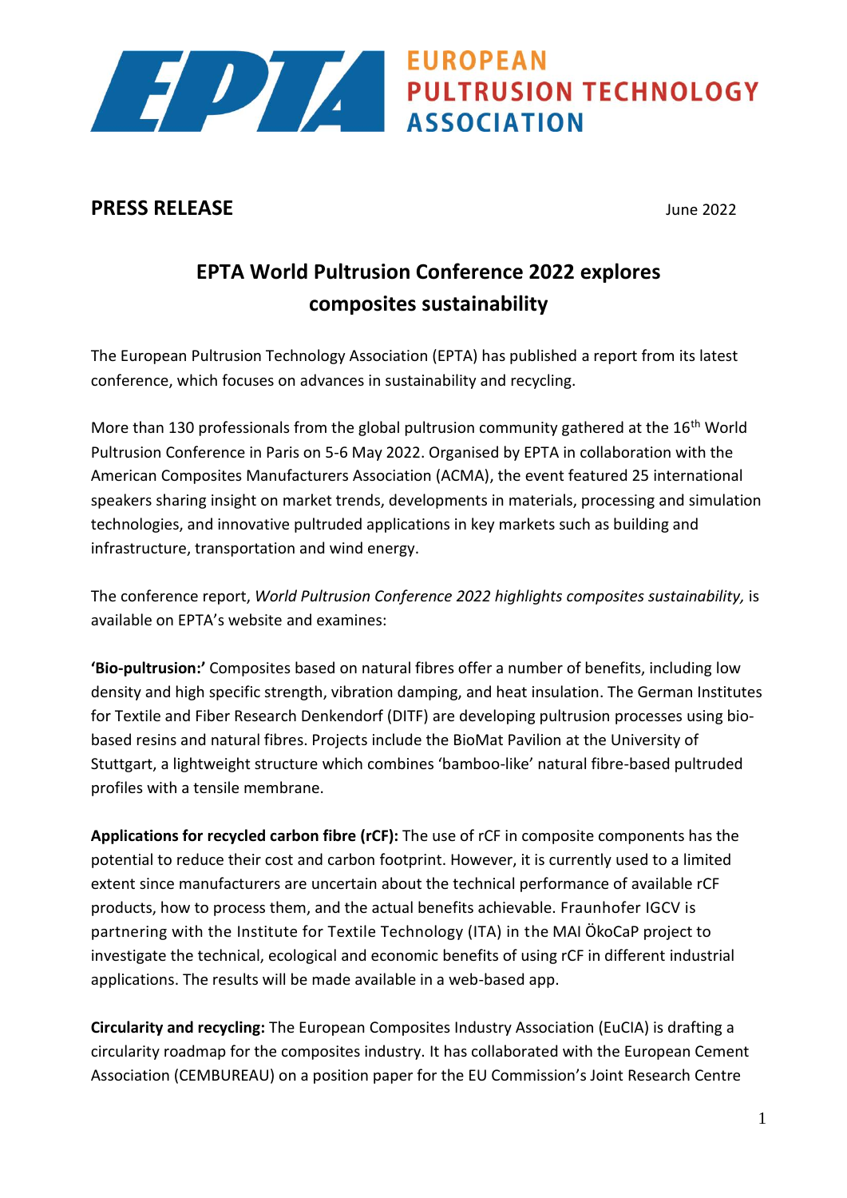# EPTA EUROPEAN PULTRUSION TECHNOLOGY ASSOCIATION

**PRESS RELEASE**

June 2022

## EPTA World Pultrusion Conference 2022 explores composites sustainability

The European Pultrusion Technology Association (EPTA) has published a report from its latest conference, which focuses on advances in sustainability and recycling.

More than 130 professionals from the global pultrusion community gathered at the 16th World Pultrusion Conference in Paris on 5-6 May 2022. Organised by EPTA in collaboration with the American Composites Manufacturers Association (ACMA), the event featured 25 international speakers sharing insight on market trends, developments in materials, processing and simulation technologies, and innovative pultruded applications in key markets such as building and infrastructure, transportation and wind energy.

The conference report, *World Pultrusion Conference 2022 highlights composites sustainability,* is available on EPTA's website and examines:

**'Bio-pultrusion:'** Composites based on natural fibres offer a number of benefits, including low density and high specific strength, vibration damping, and heat insulation. The German Institutes for Textile and Fiber Research Denkendorf (DITF) are developing pultrusion processes using bio-based resins and natural fibres. Projects include the BioMat Pavilion at the University of Stuttgart, a lightweight structure which combines 'bamboo-like' natural fibre-based pultruded profiles with a tensile membrane.

**Applications for recycled carbon fibre (rCF):** The use of rCF in composite components has the potential to reduce their cost and carbon footprint. However, it is currently used to a limited extent since manufacturers are uncertain about the technical performance of available rCF products, how to process them, and the actual benefits achievable. Fraunhofer IGCV is partnering with the Institute for Textile Technology (ITA) in the MAI ÖkoCaP project to investigate the technical, ecological and economic benefits of using rCF in different industrial applications. The results will be made available in a web-based app.

**Circularity and recycling:** The European Composites Industry Association (EuCIA) is drafting a circularity roadmap for the composites industry. It has collaborated with the European Cement Association (CEMBUREAU) on a position paper for the EU Commission's Joint Research Centre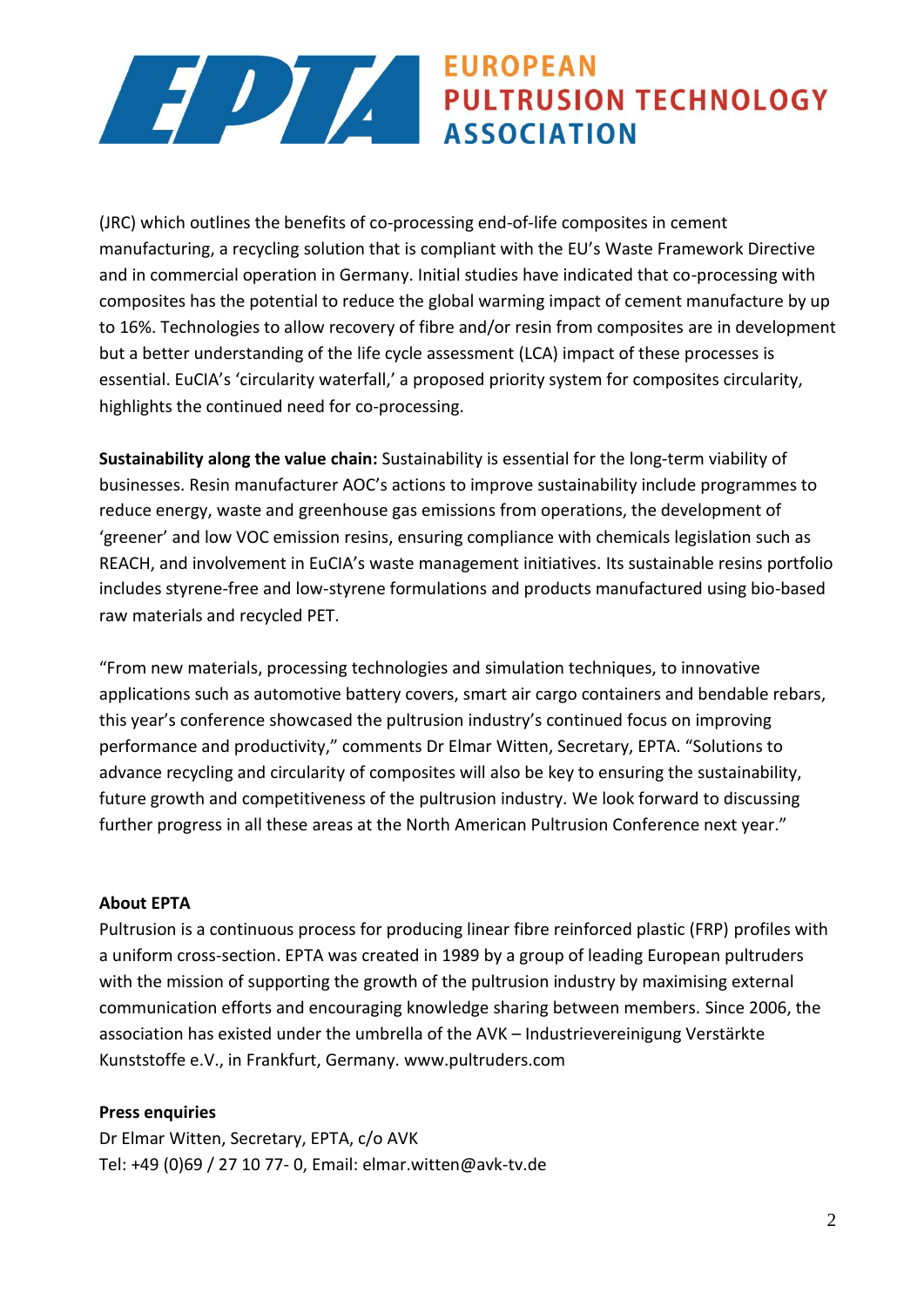(JRC) which outlines the benefits of co-processing end-of-life composites in cement manufacturing, a recycling solution that is compliant with the EU's Waste Framework Directive and in commercial operation in Germany. Initial studies have indicated that co-processing with composites has the potential to reduce the global warming impact of cement manufacture by up to 16%. Technologies to allow recovery of fibre and/or resin from composites are in development but a better understanding of the life cycle assessment (LCA) impact of these processes is essential. EuCIA's 'circularity waterfall,' a proposed priority system for composites circularity, highlights the continued need for co-processing.

**Sustainability along the value chain:** Sustainability is essential for the long-term viability of businesses. Resin manufacturer AOC's actions to improve sustainability include programmes to reduce energy, waste and greenhouse gas emissions from operations, the development of 'greener' and low VOC emission resins, ensuring compliance with chemicals legislation such as REACH, and involvement in EuCIA's waste management initiatives. Its sustainable resins portfolio includes styrene-free and low-styrene formulations and products manufactured using bio-based raw materials and recycled PET.

"From new materials, processing technologies and simulation techniques, to innovative applications such as automotive battery covers, smart air cargo containers and bendable rebars, this year's conference showcased the pultrusion industry's continued focus on improving performance and productivity," comments Dr Elmar Witten, Secretary, EPTA. "Solutions to advance recycling and circularity of composites will also be key to ensuring the sustainability, future growth and competitiveness of the pultrusion industry. We look forward to discussing further progress in all these areas at the North American Pultrusion Conference next year."

**About EPTA**

Pultrusion is a continuous process for producing linear fibre reinforced plastic (FRP) profiles with a uniform cross-section. EPTA was created in 1989 by a group of leading European pultruders with the mission of supporting the growth of the pultrusion industry by maximising external communication efforts and encouraging knowledge sharing between members. Since 2006, the association has existed under the umbrella of the AVK – Industrievereinigung Verstärkte Kunststoffe e.V., in Frankfurt, Germany. www.pultruders.com

**Press enquiries**

Dr Elmar Witten, Secretary, EPTA, c/o AVK
Tel: +49 (0)69 / 27 10 77- 0, Email: elmar.witten@avk-tv.de